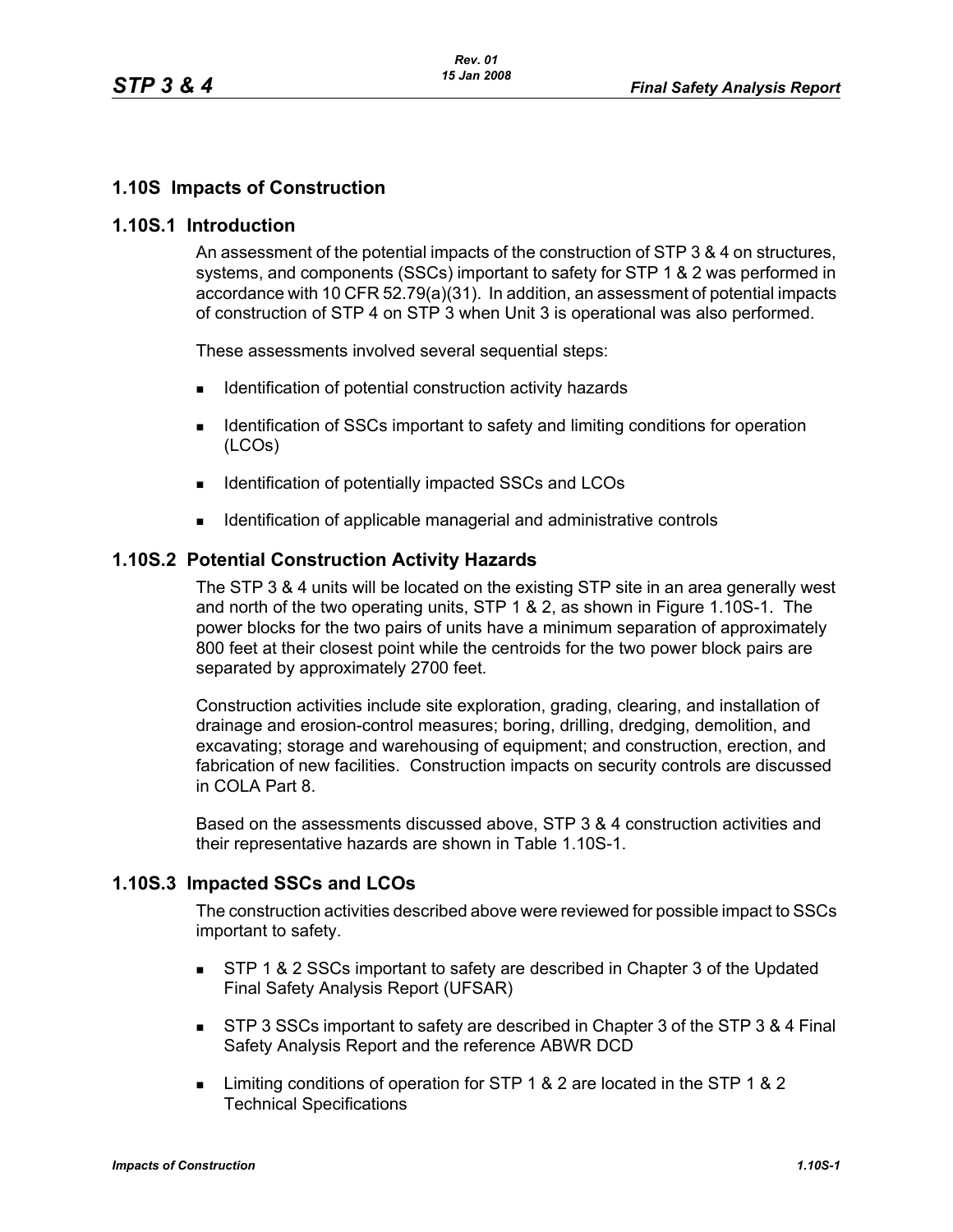## 1.10S Impacts of Construction

### 1.10S.1 Introduction

An assessment of the potential impacts of the construction of STP 3 & 4 on structures, systems, and components (SSCs) important to safety for STP 1 & 2 was performed in accordance with 10 CFR 52.79(a)(31). In addition, an assessment of potential impacts of construction of STP 4 on STP 3 when Unit 3 is operational was also performed.

These assessments involved several sequential steps:

- Identification of potential construction activity hazards
- Identification of SSCs important to safety and limiting conditions for operation (LCOs)
- Identification of potentially impacted SSCs and LCOs
- Identification of applicable managerial and administrative controls

### 1.10S.2 Potential Construction Activity Hazards

The STP 3 & 4 units will be located on the existing STP site in an area generally west and north of the two operating units, STP 1 & 2, as shown in Figure 1.10S-1. The power blocks for the two pairs of units have a minimum separation of approximately 800 feet at their closest point while the centroids for the two power block pairs are separated by approximately 2700 feet.

Construction activities include site exploration, grading, clearing, and installation of drainage and erosion-control measures; boring, drilling, dredging, demolition, and excavating; storage and warehousing of equipment; and construction, erection, and fabrication of new facilities. Construction impacts on security controls are discussed in COLA Part 8.

Based on the assessments discussed above, STP 3 & 4 construction activities and their representative hazards are shown in Table 1.10S-1.

### 1.10S.3 Impacted SSCs and LCOs

The construction activities described above were reviewed for possible impact to SSCs important to safety.

- STP 1 & 2 SSCs important to safety are described in Chapter 3 of the Updated Final Safety Analysis Report (UFSAR)
- STP 3 SSCs important to safety are described in Chapter 3 of the STP 3 & 4 Final Safety Analysis Report and the reference ABWR DCD
- Limiting conditions of operation for STP 1 & 2 are located in the STP 1 & 2 Technical Specifications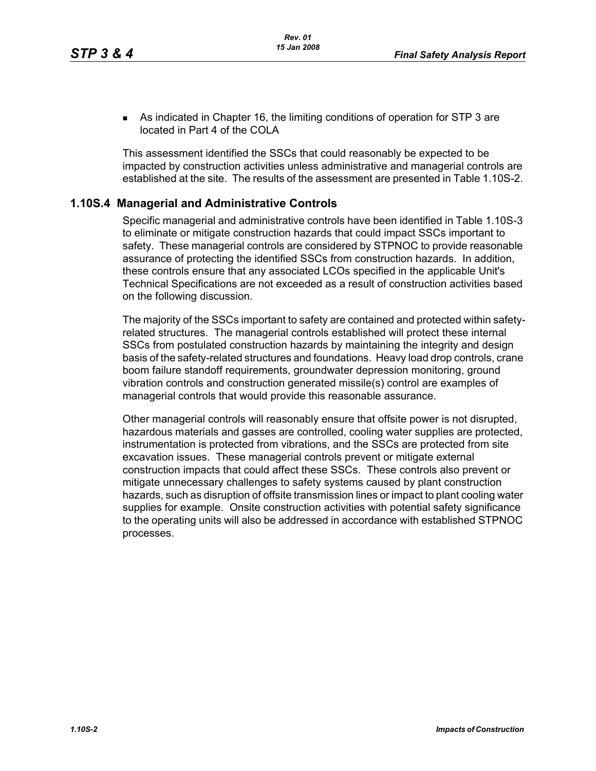- As indicated in Chapter 16, the limiting conditions of operation for STP 3 are located in Part 4 of the COLA

This assessment identified the SSCs that could reasonably be expected to be impacted by construction activities unless administrative and managerial controls are established at the site. The results of the assessment are presented in Table 1.10S-2.

## 1.10S.4 Managerial and Administrative Controls

Specific managerial and administrative controls have been identified in Table 1.10S-3 to eliminate or mitigate construction hazards that could impact SSCs important to safety. These managerial controls are considered by STPNOC to provide reasonable assurance of protecting the identified SSCs from construction hazards. In addition, these controls ensure that any associated LCOs specified in the applicable Unit's Technical Specifications are not exceeded as a result of construction activities based on the following discussion.

The majority of the SSCs important to safety are contained and protected within safety-related structures. The managerial controls established will protect these internal SSCs from postulated construction hazards by maintaining the integrity and design basis of the safety-related structures and foundations. Heavy load drop controls, crane boom failure standoff requirements, groundwater depression monitoring, ground vibration controls and construction generated missile(s) control are examples of managerial controls that would provide this reasonable assurance.

Other managerial controls will reasonably ensure that offsite power is not disrupted, hazardous materials and gasses are controlled, cooling water supplies are protected, instrumentation is protected from vibrations, and the SSCs are protected from site excavation issues. These managerial controls prevent or mitigate external construction impacts that could affect these SSCs. These controls also prevent or mitigate unnecessary challenges to safety systems caused by plant construction hazards, such as disruption of offsite transmission lines or impact to plant cooling water supplies for example. Onsite construction activities with potential safety significance to the operating units will also be addressed in accordance with established STPNOC processes.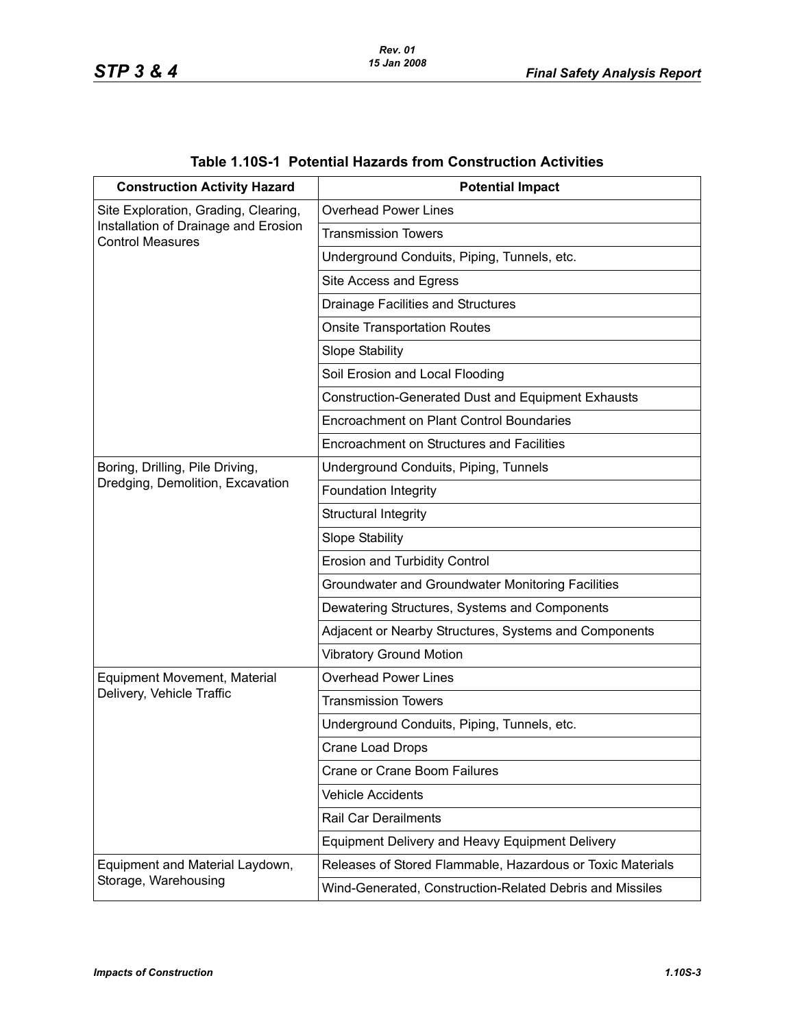**Table 1.10S-1 Potential Hazards from Construction Activities**

| Construction Activity Hazard | Potential Impact |
|---|---|
| Site Exploration, Grading, Clearing, Installation of Drainage and Erosion Control Measures | Overhead Power Lines |
| | Transmission Towers |
| | Underground Conduits, Piping, Tunnels, etc. |
| | Site Access and Egress |
| | Drainage Facilities and Structures |
| | Onsite Transportation Routes |
| | Slope Stability |
| | Soil Erosion and Local Flooding |
| | Construction-Generated Dust and Equipment Exhausts |
| | Encroachment on Plant Control Boundaries |
| | Encroachment on Structures and Facilities |
| Boring, Drilling, Pile Driving, Dredging, Demolition, Excavation | Underground Conduits, Piping, Tunnels |
| | Foundation Integrity |
| | Structural Integrity |
| | Slope Stability |
| | Erosion and Turbidity Control |
| | Groundwater and Groundwater Monitoring Facilities |
| | Dewatering Structures, Systems and Components |
| | Adjacent or Nearby Structures, Systems and Components |
| | Vibratory Ground Motion |
| Equipment Movement, Material Delivery, Vehicle Traffic | Overhead Power Lines |
| | Transmission Towers |
| | Underground Conduits, Piping, Tunnels, etc. |
| | Crane Load Drops |
| | Crane or Crane Boom Failures |
| | Vehicle Accidents |
| | Rail Car Derailments |
| | Equipment Delivery and Heavy Equipment Delivery |
| Equipment and Material Laydown, Storage, Warehousing | Releases of Stored Flammable, Hazardous or Toxic Materials |
| | Wind-Generated, Construction-Related Debris and Missiles |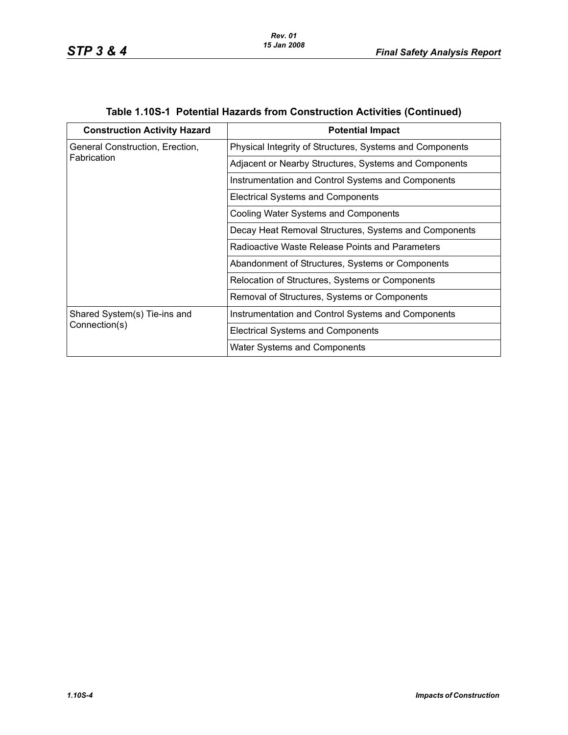**Table 1.10S-1 Potential Hazards from Construction Activities (Continued)**

| Construction Activity Hazard | Potential Impact |
|---|---|
| General Construction, Erection, Fabrication | Physical Integrity of Structures, Systems and Components |
| | Adjacent or Nearby Structures, Systems and Components |
| | Instrumentation and Control Systems and Components |
| | Electrical Systems and Components |
| | Cooling Water Systems and Components |
| | Decay Heat Removal Structures, Systems and Components |
| | Radioactive Waste Release Points and Parameters |
| | Abandonment of Structures, Systems or Components |
| | Relocation of Structures, Systems or Components |
| | Removal of Structures, Systems or Components |
| Shared System(s) Tie-ins and Connection(s) | Instrumentation and Control Systems and Components |
| | Electrical Systems and Components |
| | Water Systems and Components |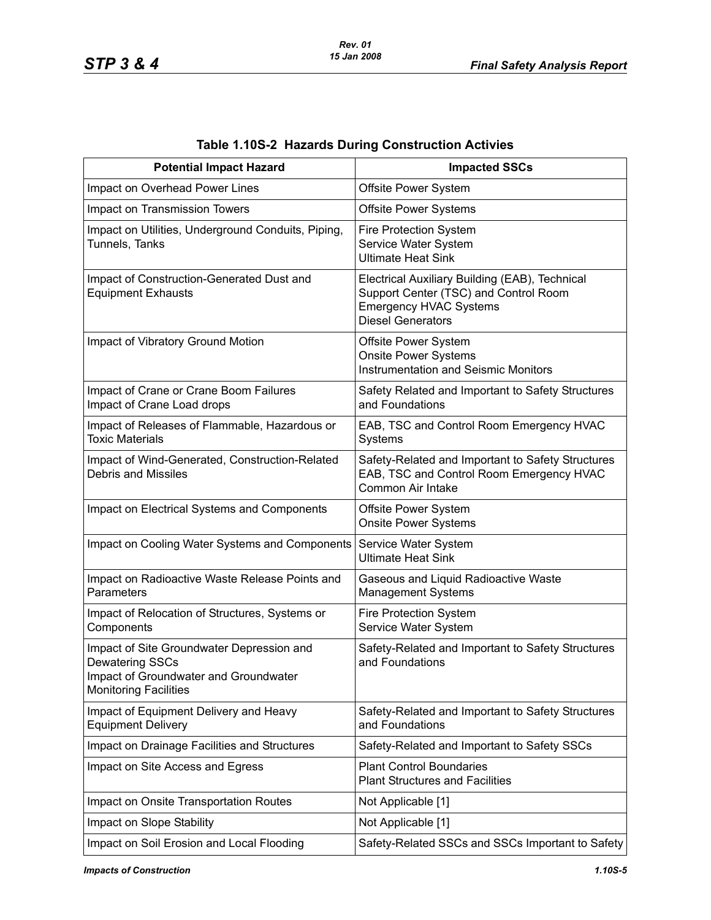## Table 1.10S-2 Hazards During Construction Activies

| Potential Impact Hazard | Impacted SSCs |
|---|---|
| Impact on Overhead Power Lines | Offsite Power System |
| Impact on Transmission Towers | Offsite Power Systems |
| Impact on Utilities, Underground Conduits, Piping, Tunnels, Tanks | Fire Protection System<br>Service Water System<br>Ultimate Heat Sink |
| Impact of Construction-Generated Dust and Equipment Exhausts | Electrical Auxiliary Building (EAB), Technical Support Center (TSC) and Control Room Emergency HVAC Systems<br>Diesel Generators |
| Impact of Vibratory Ground Motion | Offsite Power System<br>Onsite Power Systems<br>Instrumentation and Seismic Monitors |
| Impact of Crane or Crane Boom Failures<br>Impact of Crane Load drops | Safety Related and Important to Safety Structures and Foundations |
| Impact of Releases of Flammable, Hazardous or Toxic Materials | EAB, TSC and Control Room Emergency HVAC Systems |
| Impact of Wind-Generated, Construction-Related Debris and Missiles | Safety-Related and Important to Safety Structures<br>EAB, TSC and Control Room Emergency HVAC Common Air Intake |
| Impact on Electrical Systems and Components | Offsite Power System<br>Onsite Power Systems |
| Impact on Cooling Water Systems and Components | Service Water System<br>Ultimate Heat Sink |
| Impact on Radioactive Waste Release Points and Parameters | Gaseous and Liquid Radioactive Waste Management Systems |
| Impact of Relocation of Structures, Systems or Components | Fire Protection System<br>Service Water System |
| Impact of Site Groundwater Depression and Dewatering SSCs<br>Impact of Groundwater and Groundwater Monitoring Facilities | Safety-Related and Important to Safety Structures and Foundations |
| Impact of Equipment Delivery and Heavy Equipment Delivery | Safety-Related and Important to Safety Structures and Foundations |
| Impact on Drainage Facilities and Structures | Safety-Related and Important to Safety SSCs |
| Impact on Site Access and Egress | Plant Control Boundaries<br>Plant Structures and Facilities |
| Impact on Onsite Transportation Routes | Not Applicable [1] |
| Impact on Slope Stability | Not Applicable [1] |
| Impact on Soil Erosion and Local Flooding | Safety-Related SSCs and SSCs Important to Safety |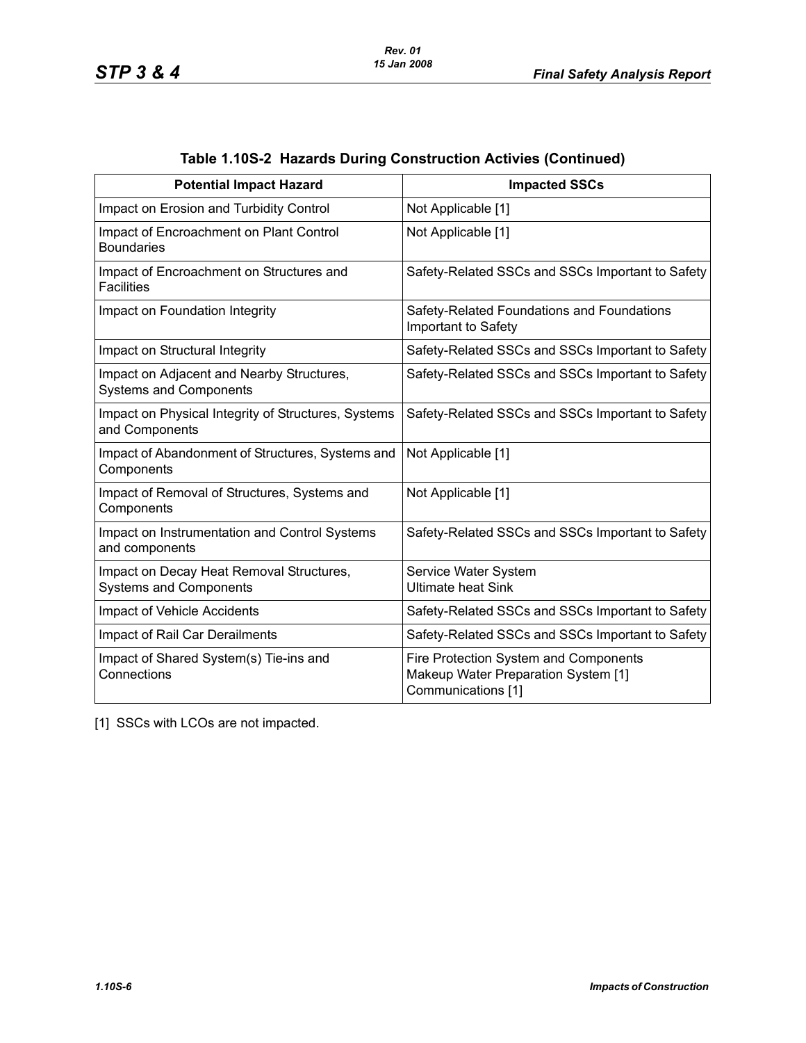### Table 1.10S-2 Hazards During Construction Activies (Continued)

| Potential Impact Hazard | Impacted SSCs |
|---|---|
| Impact on Erosion and Turbidity Control | Not Applicable [1] |
| Impact of Encroachment on Plant Control Boundaries | Not Applicable [1] |
| Impact of Encroachment on Structures and Facilities | Safety-Related SSCs and SSCs Important to Safety |
| Impact on Foundation Integrity | Safety-Related Foundations and Foundations Important to Safety |
| Impact on Structural Integrity | Safety-Related SSCs and SSCs Important to Safety |
| Impact on Adjacent and Nearby Structures, Systems and Components | Safety-Related SSCs and SSCs Important to Safety |
| Impact on Physical Integrity of Structures, Systems and Components | Safety-Related SSCs and SSCs Important to Safety |
| Impact of Abandonment of Structures, Systems and Components | Not Applicable [1] |
| Impact of Removal of Structures, Systems and Components | Not Applicable [1] |
| Impact on Instrumentation and Control Systems and components | Safety-Related SSCs and SSCs Important to Safety |
| Impact on Decay Heat Removal Structures, Systems and Components | Service Water System<br>Ultimate heat Sink |
| Impact of Vehicle Accidents | Safety-Related SSCs and SSCs Important to Safety |
| Impact of Rail Car Derailments | Safety-Related SSCs and SSCs Important to Safety |
| Impact of Shared System(s) Tie-ins and Connections | Fire Protection System and Components<br>Makeup Water Preparation System [1]<br>Communications [1] |

[1] SSCs with LCOs are not impacted.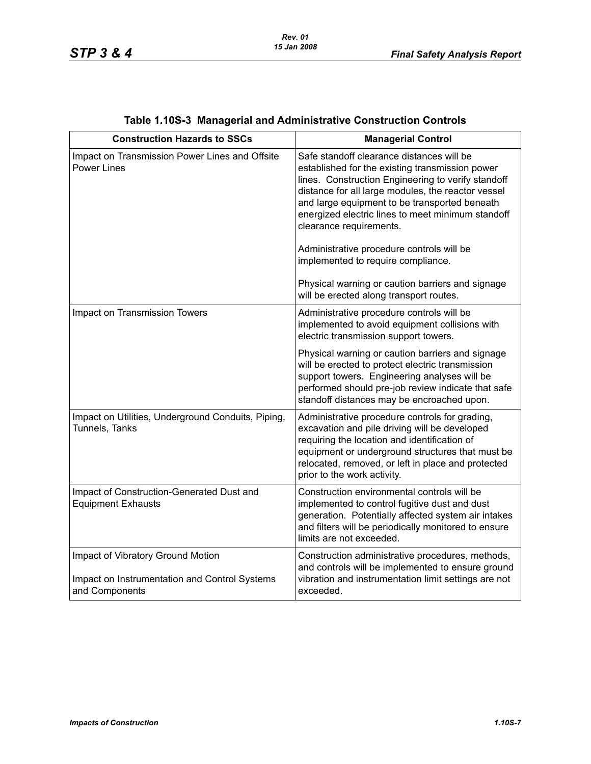**Table 1.10S-3 Managerial and Administrative Construction Controls**

| Construction Hazards to SSCs | Managerial Control |
|---|---|
| Impact on Transmission Power Lines and Offsite Power Lines | Safe standoff clearance distances will be established for the existing transmission power lines. Construction Engineering to verify standoff distance for all large modules, the reactor vessel and large equipment to be transported beneath energized electric lines to meet minimum standoff clearance requirements.<br><br>Administrative procedure controls will be implemented to require compliance.<br><br>Physical warning or caution barriers and signage will be erected along transport routes. |
| Impact on Transmission Towers | Administrative procedure controls will be implemented to avoid equipment collisions with electric transmission support towers.<br><br>Physical warning or caution barriers and signage will be erected to protect electric transmission support towers. Engineering analyses will be performed should pre-job review indicate that safe standoff distances may be encroached upon. |
| Impact on Utilities, Underground Conduits, Piping, Tunnels, Tanks | Administrative procedure controls for grading, excavation and pile driving will be developed requiring the location and identification of equipment or underground structures that must be relocated, removed, or left in place and protected prior to the work activity. |
| Impact of Construction-Generated Dust and Equipment Exhausts | Construction environmental controls will be implemented to control fugitive dust and dust generation. Potentially affected system air intakes and filters will be periodically monitored to ensure limits are not exceeded. |
| Impact of Vibratory Ground Motion<br><br>Impact on Instrumentation and Control Systems and Components | Construction administrative procedures, methods, and controls will be implemented to ensure ground vibration and instrumentation limit settings are not exceeded. |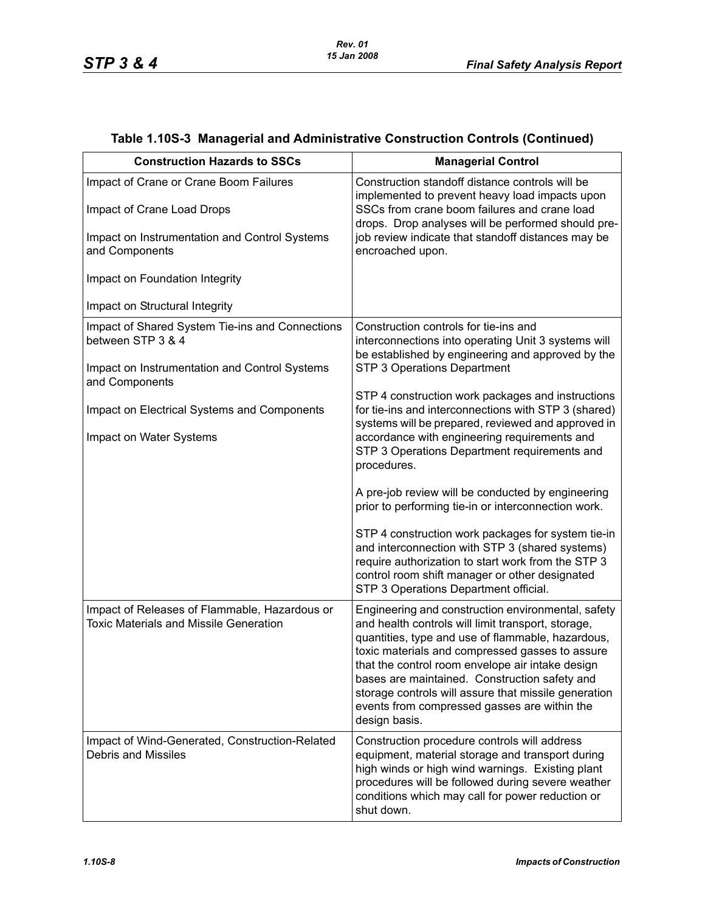## Table 1.10S-3 Managerial and Administrative Construction Controls (Continued)

| Construction Hazards to SSCs | Managerial Control |
|---|---|
| Impact of Crane or Crane Boom Failures<br><br>Impact of Crane Load Drops<br><br>Impact on Instrumentation and Control Systems and Components<br><br>Impact on Foundation Integrity<br><br>Impact on Structural Integrity | Construction standoff distance controls will be implemented to prevent heavy load impacts upon SSCs from crane boom failures and crane load drops. Drop analyses will be performed should pre-job review indicate that standoff distances may be encroached upon. |
| Impact of Shared System Tie-ins and Connections between STP 3 & 4<br><br>Impact on Instrumentation and Control Systems and Components<br><br>Impact on Electrical Systems and Components<br><br>Impact on Water Systems | Construction controls for tie-ins and interconnections into operating Unit 3 systems will be established by engineering and approved by the STP 3 Operations Department<br><br>STP 4 construction work packages and instructions for tie-ins and interconnections with STP 3 (shared) systems will be prepared, reviewed and approved in accordance with engineering requirements and STP 3 Operations Department requirements and procedures.<br><br>A pre-job review will be conducted by engineering prior to performing tie-in or interconnection work.<br><br>STP 4 construction work packages for system tie-in and interconnection with STP 3 (shared systems) require authorization to start work from the STP 3 control room shift manager or other designated STP 3 Operations Department official. |
| Impact of Releases of Flammable, Hazardous or Toxic Materials and Missile Generation | Engineering and construction environmental, safety and health controls will limit transport, storage, quantities, type and use of flammable, hazardous, toxic materials and compressed gasses to assure that the control room envelope air intake design bases are maintained. Construction safety and storage controls will assure that missile generation events from compressed gasses are within the design basis. |
| Impact of Wind-Generated, Construction-Related Debris and Missiles | Construction procedure controls will address equipment, material storage and transport during high winds or high wind warnings. Existing plant procedures will be followed during severe weather conditions which may call for power reduction or shut down. |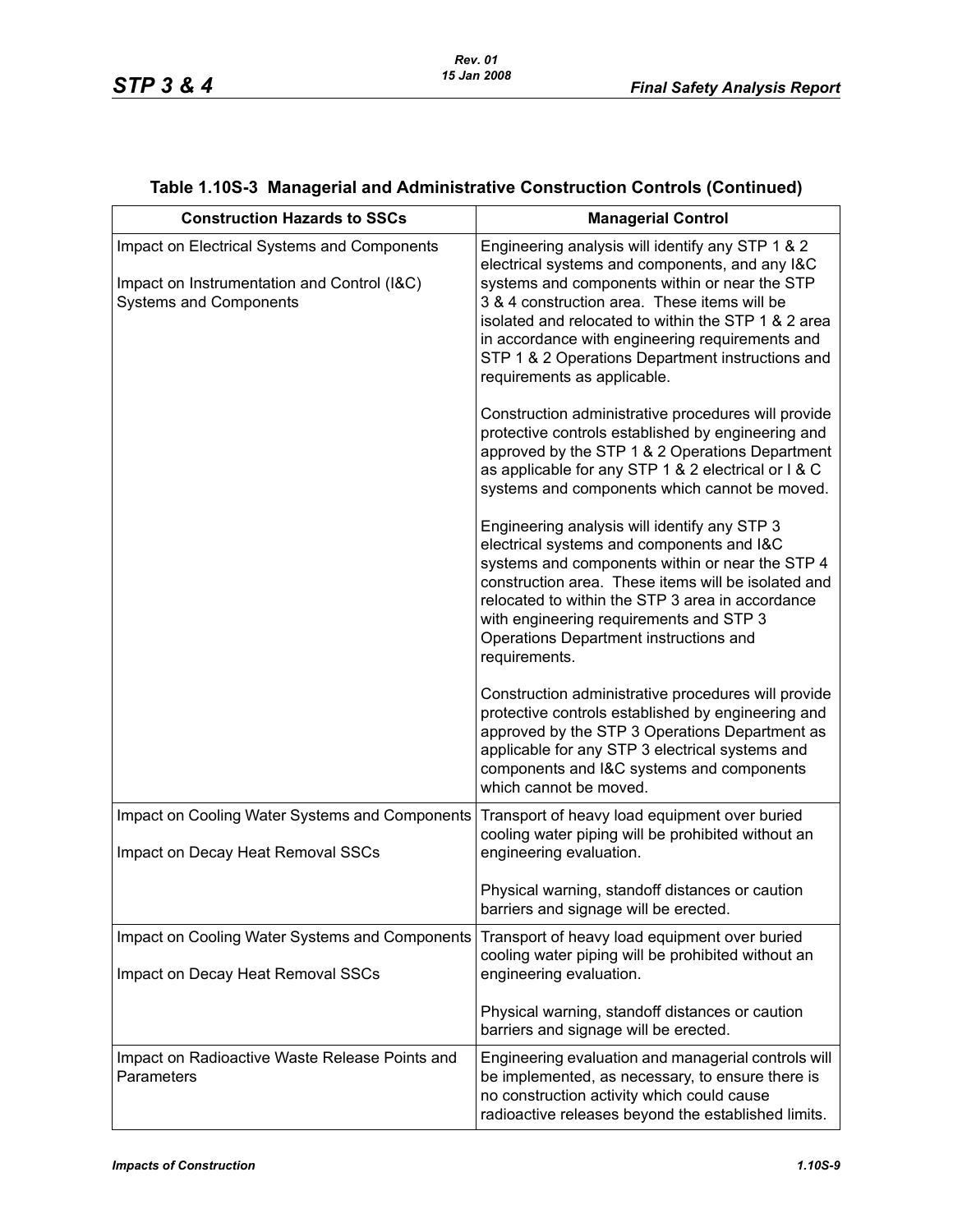## Table 1.10S-3 Managerial and Administrative Construction Controls (Continued)

| Construction Hazards to SSCs | Managerial Control |
|---|---|
| Impact on Electrical Systems and Components<br><br>Impact on Instrumentation and Control (I&C) Systems and Components | Engineering analysis will identify any STP 1 & 2 electrical systems and components, and any I&C systems and components within or near the STP 3 & 4 construction area. These items will be isolated and relocated to within the STP 1 & 2 area in accordance with engineering requirements and STP 1 & 2 Operations Department instructions and requirements as applicable.<br><br>Construction administrative procedures will provide protective controls established by engineering and approved by the STP 1 & 2 Operations Department as applicable for any STP 1 & 2 electrical or I & C systems and components which cannot be moved.<br><br>Engineering analysis will identify any STP 3 electrical systems and components and I&C systems and components within or near the STP 4 construction area. These items will be isolated and relocated to within the STP 3 area in accordance with engineering requirements and STP 3 Operations Department instructions and requirements.<br><br>Construction administrative procedures will provide protective controls established by engineering and approved by the STP 3 Operations Department as applicable for any STP 3 electrical systems and components and I&C systems and components which cannot be moved. |
| Impact on Cooling Water Systems and Components<br><br>Impact on Decay Heat Removal SSCs | Transport of heavy load equipment over buried cooling water piping will be prohibited without an engineering evaluation.<br><br>Physical warning, standoff distances or caution barriers and signage will be erected. |
| Impact on Cooling Water Systems and Components<br><br>Impact on Decay Heat Removal SSCs | Transport of heavy load equipment over buried cooling water piping will be prohibited without an engineering evaluation.<br><br>Physical warning, standoff distances or caution barriers and signage will be erected. |
| Impact on Radioactive Waste Release Points and Parameters | Engineering evaluation and managerial controls will be implemented, as necessary, to ensure there is no construction activity which could cause radioactive releases beyond the established limits. |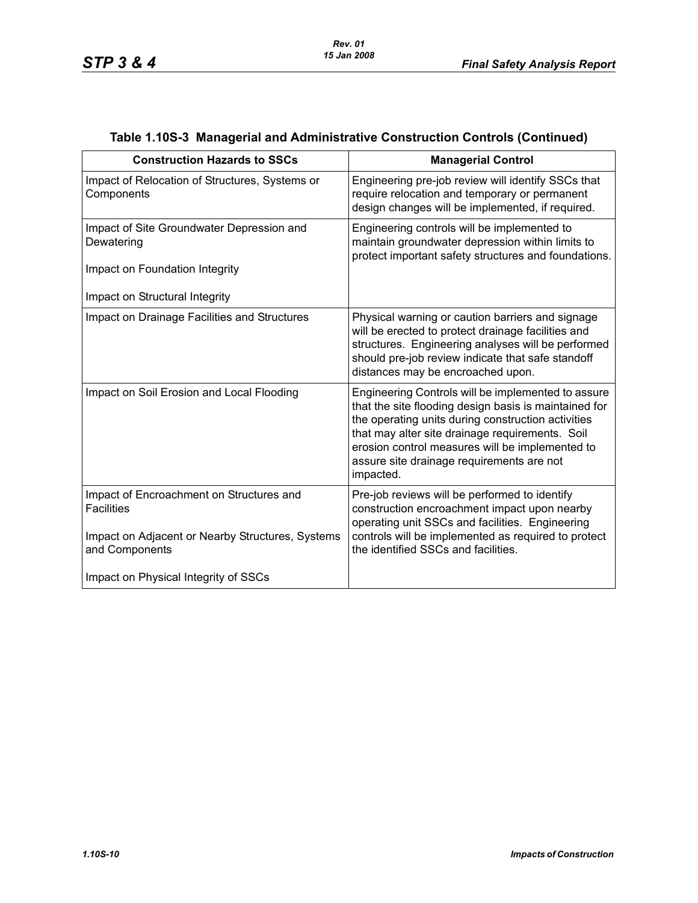## Table 1.10S-3 Managerial and Administrative Construction Controls (Continued)

| Construction Hazards to SSCs | Managerial Control |
|---|---|
| Impact of Relocation of Structures, Systems or Components | Engineering pre-job review will identify SSCs that require relocation and temporary or permanent design changes will be implemented, if required. |
| Impact of Site Groundwater Depression and Dewatering<br><br>Impact on Foundation Integrity<br><br>Impact on Structural Integrity | Engineering controls will be implemented to maintain groundwater depression within limits to protect important safety structures and foundations. |
| Impact on Drainage Facilities and Structures | Physical warning or caution barriers and signage will be erected to protect drainage facilities and structures. Engineering analyses will be performed should pre-job review indicate that safe standoff distances may be encroached upon. |
| Impact on Soil Erosion and Local Flooding | Engineering Controls will be implemented to assure that the site flooding design basis is maintained for the operating units during construction activities that may alter site drainage requirements. Soil erosion control measures will be implemented to assure site drainage requirements are not impacted. |
| Impact of Encroachment on Structures and Facilities<br><br>Impact on Adjacent or Nearby Structures, Systems and Components<br><br>Impact on Physical Integrity of SSCs | Pre-job reviews will be performed to identify construction encroachment impact upon nearby operating unit SSCs and facilities. Engineering controls will be implemented as required to protect the identified SSCs and facilities. |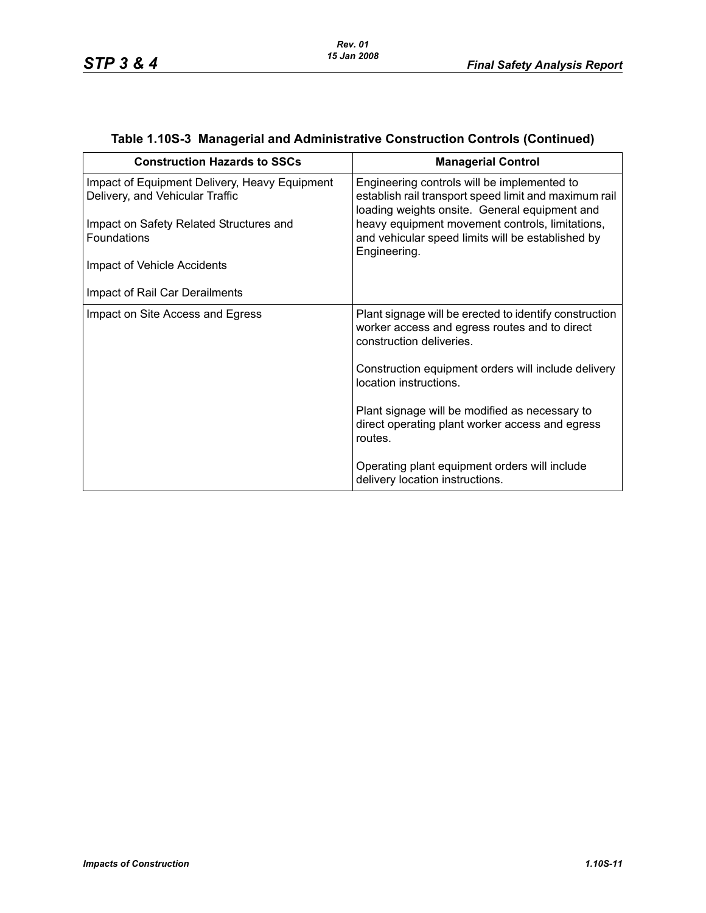## Table 1.10S-3 Managerial and Administrative Construction Controls (Continued)

| Construction Hazards to SSCs | Managerial Control |
|---|---|
| Impact of Equipment Delivery, Heavy Equipment Delivery, and Vehicular Traffic<br><br>Impact on Safety Related Structures and Foundations<br><br>Impact of Vehicle Accidents<br><br>Impact of Rail Car Derailments | Engineering controls will be implemented to establish rail transport speed limit and maximum rail loading weights onsite. General equipment and heavy equipment movement controls, limitations, and vehicular speed limits will be established by Engineering. |
| Impact on Site Access and Egress | Plant signage will be erected to identify construction worker access and egress routes and to direct construction deliveries.<br><br>Construction equipment orders will include delivery location instructions.<br><br>Plant signage will be modified as necessary to direct operating plant worker access and egress routes.<br><br>Operating plant equipment orders will include delivery location instructions. |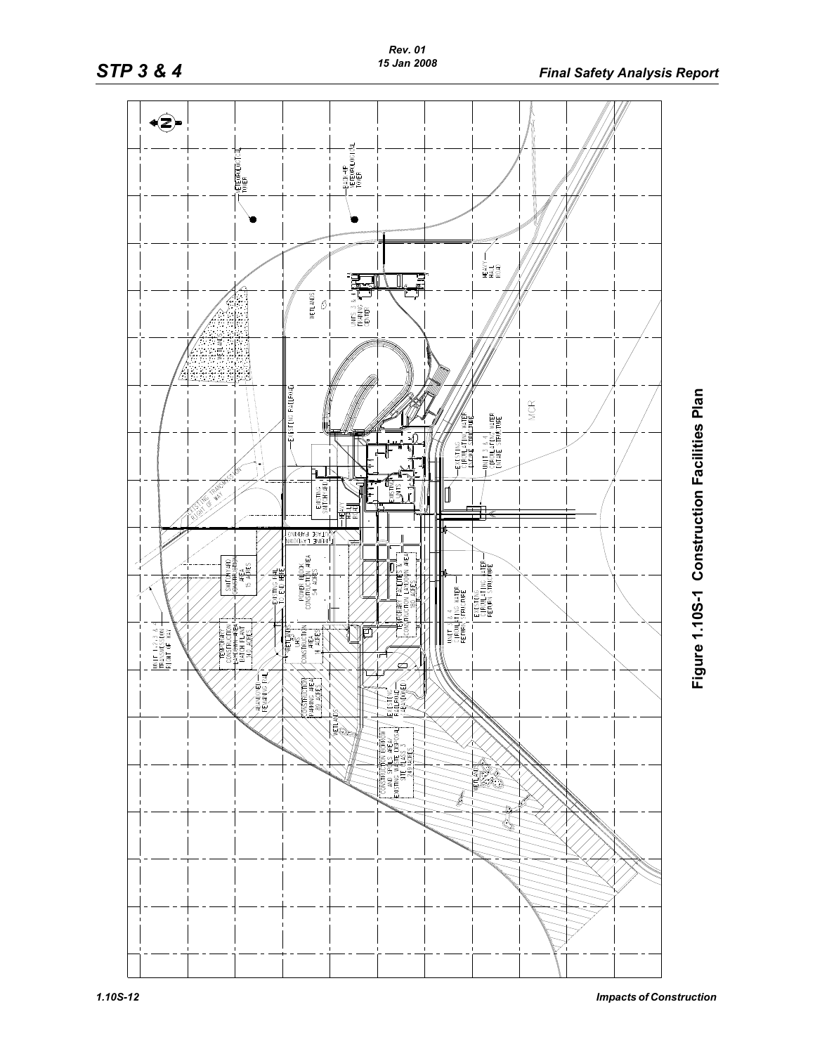Figure 1.10S-1 Construction Facilities Plan